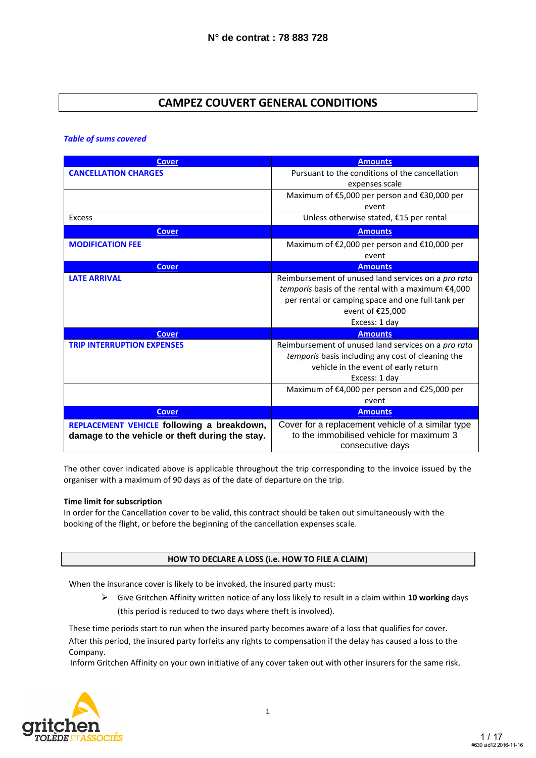N° de contrat : 78 883 728

# CAMPEZ COUVERT GENERAL CONDITIONS

***Table of sums covered***

| Cover | Amounts |
|---|---|
| **CANCELLATION CHARGES** | Pursuant to the conditions of the cancellation expenses scale |
| | Maximum of €5,000 per person and €30,000 per event |
| Excess | Unless otherwise stated, €15 per rental |
| **Cover** | **Amounts** |
| **MODIFICATION FEE** | Maximum of €2,000 per person and €10,000 per event |
| **Cover** | **Amounts** |
| **LATE ARRIVAL** | Reimbursement of unused land services on a *pro rata temporis* basis of the rental with a maximum €4,000 per rental or camping space and one full tank per event of €25,000<br>Excess: 1 day |
| **Cover** | **Amounts** |
| **TRIP INTERRUPTION EXPENSES** | Reimbursement of unused land services on a *pro rata temporis* basis including any cost of cleaning the vehicle in the event of early return<br>Excess: 1 day |
| | Maximum of €4,000 per person and €25,000 per event |
| **Cover** | **Amounts** |
| **REPLACEMENT VEHICLE following a breakdown, damage to the vehicle or theft during the stay.** | Cover for a replacement vehicle of a similar type to the immobilised vehicle for maximum 3 consecutive days |

The other cover indicated above is applicable throughout the trip corresponding to the invoice issued by the organiser with a maximum of 90 days as of the date of departure on the trip.

**Time limit for subscription**

In order for the Cancellation cover to be valid, this contract should be taken out simultaneously with the booking of the flight, or before the beginning of the cancellation expenses scale.

## HOW TO DECLARE A LOSS (i.e. HOW TO FILE A CLAIM)

When the insurance cover is likely to be invoked, the insured party must:

- Give Gritchen Affinity written notice of any loss likely to result in a claim within **10 working** days (this period is reduced to two days where theft is involved).

These time periods start to run when the insured party becomes aware of a loss that qualifies for cover.

After this period, the insured party forfeits any rights to compensation if the delay has caused a loss to the Company.

Inform Gritchen Affinity on your own initiative of any cover taken out with other insurers for the same risk.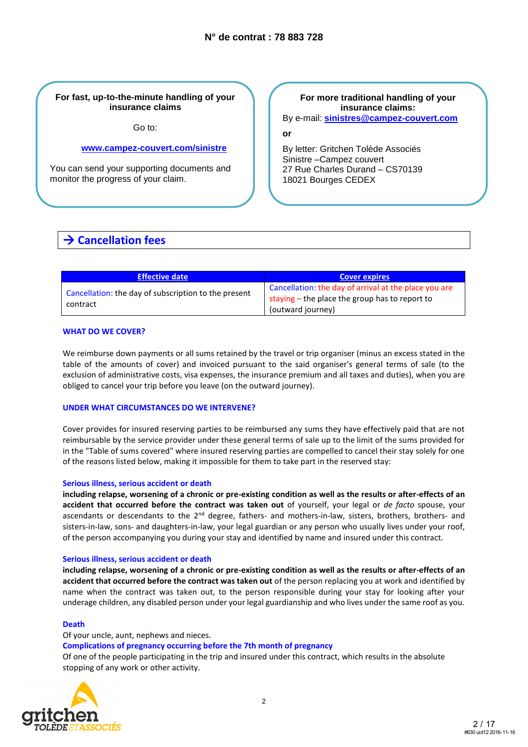**N° de contrat : 78 883 728**

**For fast, up-to-the-minute handling of your insurance claims**

Go to:

**www.campez-couvert.com/sinistre**

You can send your supporting documents and monitor the progress of your claim.

**For more traditional handling of your insurance claims:**

By e-mail: **sinistres@campez-couvert.com**

**or**

By letter: Gritchen Tolède Associés
Sinistre –Campez couvert
27 Rue Charles Durand – CS70139
18021 Bourges CEDEX

## → Cancellation fees

| Effective date | Cover expires |
|---|---|
| Cancellation: the day of subscription to the present contract | Cancellation: the day of arrival at the place you are staying – the place the group has to report to (outward journey) |

### WHAT DO WE COVER?

We reimburse down payments or all sums retained by the travel or trip organiser (minus an excess stated in the table of the amounts of cover) and invoiced pursuant to the said organiser's general terms of sale (to the exclusion of administrative costs, visa expenses, the insurance premium and all taxes and duties), when you are obliged to cancel your trip before you leave (on the outward journey).

### UNDER WHAT CIRCUMSTANCES DO WE INTERVENE?

Cover provides for insured reserving parties to be reimbursed any sums they have effectively paid that are not reimbursable by the service provider under these general terms of sale up to the limit of the sums provided for in the "Table of sums covered" where insured reserving parties are compelled to cancel their stay solely for one of the reasons listed below, making it impossible for them to take part in the reserved stay:

#### Serious illness, serious accident or death

**including relapse, worsening of a chronic or pre-existing condition as well as the results or after-effects of an accident that occurred before the contract was taken out** of yourself, your legal or *de facto* spouse, your ascendants or descendants to the 2nd degree, fathers- and mothers-in-law, sisters, brothers, brothers- and sisters-in-law, sons- and daughters-in-law, your legal guardian or any person who usually lives under your roof, of the person accompanying you during your stay and identified by name and insured under this contract.

#### Serious illness, serious accident or death

**including relapse, worsening of a chronic or pre-existing condition as well as the results or after-effects of an accident that occurred before the contract was taken out** of the person replacing you at work and identified by name when the contract was taken out, to the person responsible during your stay for looking after your underage children, any disabled person under your legal guardianship and who lives under the same roof as you.

#### Death

Of your uncle, aunt, nephews and nieces.

#### Complications of pregnancy occurring before the 7th month of pregnancy

Of one of the people participating in the trip and insured under this contract, which results in the absolute stopping of any work or other activity.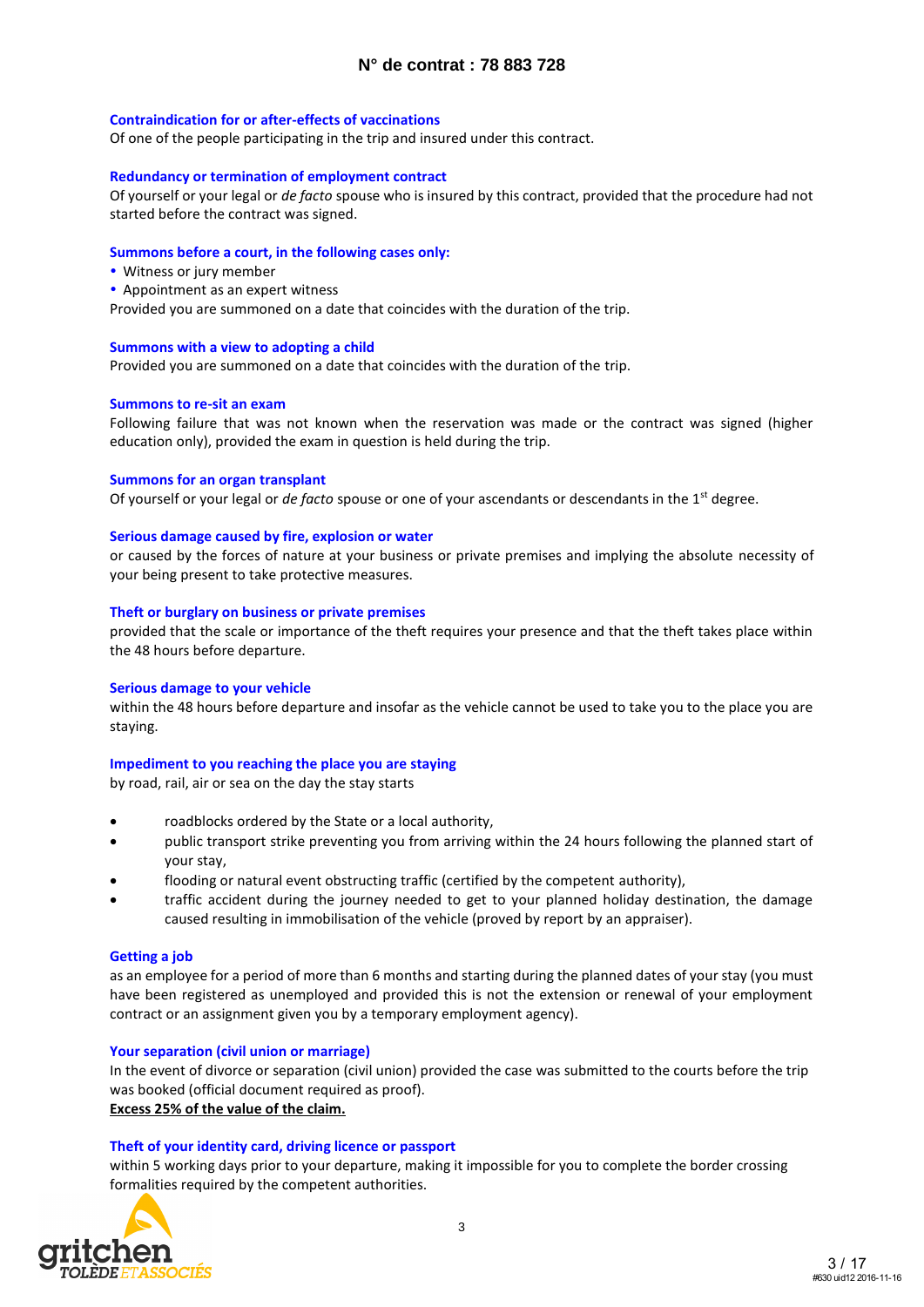### Contraindication for or after-effects of vaccinations

Of one of the people participating in the trip and insured under this contract.

### Redundancy or termination of employment contract

Of yourself or your legal or *de facto* spouse who is insured by this contract, provided that the procedure had not started before the contract was signed.

### Summons before a court, in the following cases only:

- Witness or jury member
- Appointment as an expert witness

Provided you are summoned on a date that coincides with the duration of the trip.

### Summons with a view to adopting a child

Provided you are summoned on a date that coincides with the duration of the trip.

### Summons to re-sit an exam

Following failure that was not known when the reservation was made or the contract was signed (higher education only), provided the exam in question is held during the trip.

### Summons for an organ transplant

Of yourself or your legal or *de facto* spouse or one of your ascendants or descendants in the 1st degree.

### Serious damage caused by fire, explosion or water

or caused by the forces of nature at your business or private premises and implying the absolute necessity of your being present to take protective measures.

### Theft or burglary on business or private premises

provided that the scale or importance of the theft requires your presence and that the theft takes place within the 48 hours before departure.

### Serious damage to your vehicle

within the 48 hours before departure and insofar as the vehicle cannot be used to take you to the place you are staying.

### Impediment to you reaching the place you are staying

by road, rail, air or sea on the day the stay starts

- roadblocks ordered by the State or a local authority,
- public transport strike preventing you from arriving within the 24 hours following the planned start of your stay,
- flooding or natural event obstructing traffic (certified by the competent authority),
- traffic accident during the journey needed to get to your planned holiday destination, the damage caused resulting in immobilisation of the vehicle (proved by report by an appraiser).

### Getting a job

as an employee for a period of more than 6 months and starting during the planned dates of your stay (you must have been registered as unemployed and provided this is not the extension or renewal of your employment contract or an assignment given you by a temporary employment agency).

### Your separation (civil union or marriage)

In the event of divorce or separation (civil union) provided the case was submitted to the courts before the trip was booked (official document required as proof).

**Excess 25% of the value of the claim.**

### Theft of your identity card, driving licence or passport

within 5 working days prior to your departure, making it impossible for you to complete the border crossing formalities required by the competent authorities.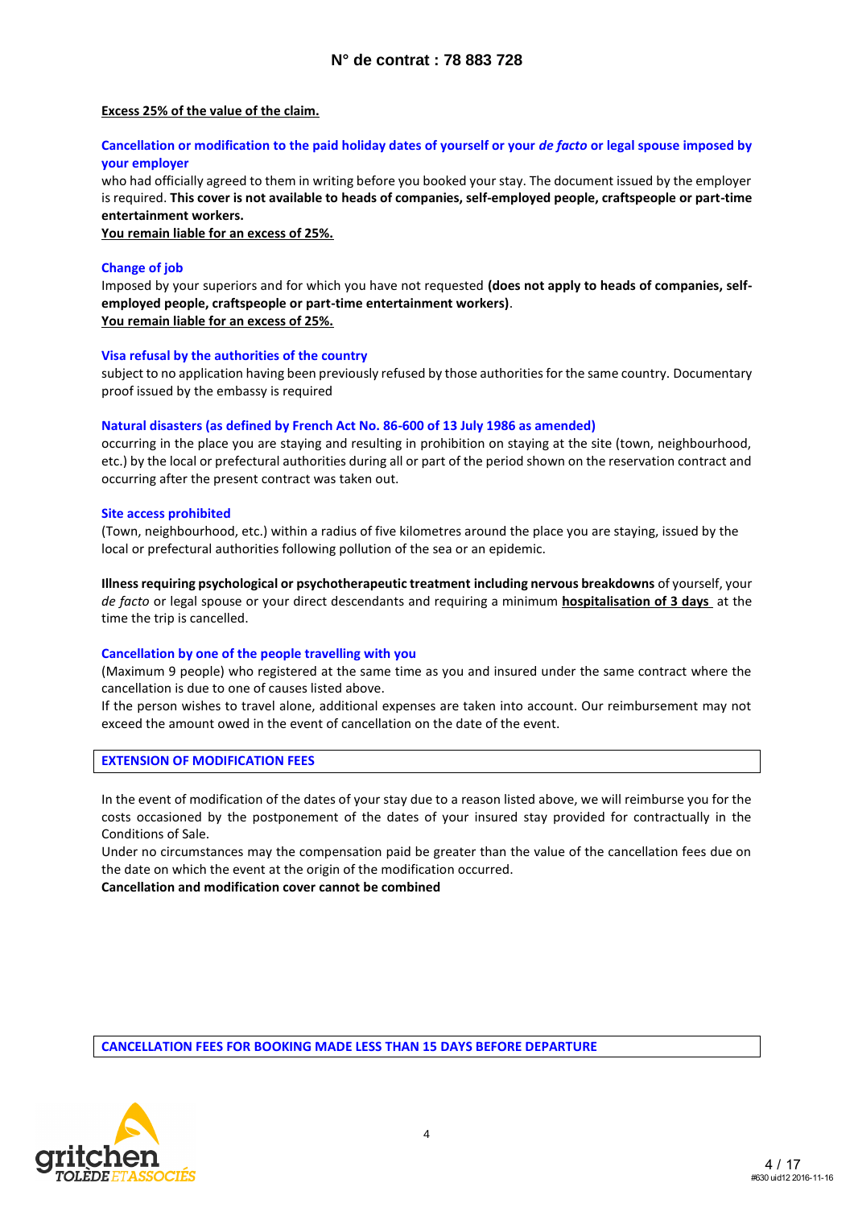**Excess 25% of the value of the claim.**

**Cancellation or modification to the paid holiday dates of yourself or your *de facto* or legal spouse imposed by your employer**

who had officially agreed to them in writing before you booked your stay. The document issued by the employer is required. **This cover is not available to heads of companies, self-employed people, craftspeople or part-time entertainment workers.**

**You remain liable for an excess of 25%.**

**Change of job**

Imposed by your superiors and for which you have not requested **(does not apply to heads of companies, self-employed people, craftspeople or part-time entertainment workers)**.

**You remain liable for an excess of 25%.**

**Visa refusal by the authorities of the country**

subject to no application having been previously refused by those authorities for the same country. Documentary proof issued by the embassy is required

**Natural disasters (as defined by French Act No. 86-600 of 13 July 1986 as amended)**

occurring in the place you are staying and resulting in prohibition on staying at the site (town, neighbourhood, etc.) by the local or prefectural authorities during all or part of the period shown on the reservation contract and occurring after the present contract was taken out.

**Site access prohibited**

(Town, neighbourhood, etc.) within a radius of five kilometres around the place you are staying, issued by the local or prefectural authorities following pollution of the sea or an epidemic.

**Illness requiring psychological or psychotherapeutic treatment including nervous breakdowns** of yourself, your *de facto* or legal spouse or your direct descendants and requiring a minimum **hospitalisation of 3 days** at the time the trip is cancelled.

**Cancellation by one of the people travelling with you**

(Maximum 9 people) who registered at the same time as you and insured under the same contract where the cancellation is due to one of causes listed above.

If the person wishes to travel alone, additional expenses are taken into account. Our reimbursement may not exceed the amount owed in the event of cancellation on the date of the event.

## EXTENSION OF MODIFICATION FEES

In the event of modification of the dates of your stay due to a reason listed above, we will reimburse you for the costs occasioned by the postponement of the dates of your insured stay provided for contractually in the Conditions of Sale.

Under no circumstances may the compensation paid be greater than the value of the cancellation fees due on the date on which the event at the origin of the modification occurred.

**Cancellation and modification cover cannot be combined**

## CANCELLATION FEES FOR BOOKING MADE LESS THAN 15 DAYS BEFORE DEPARTURE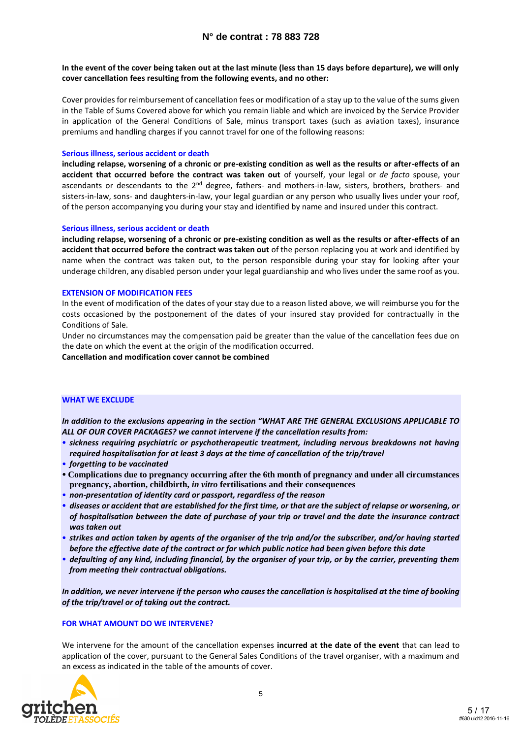**In the event of the cover being taken out at the last minute (less than 15 days before departure), we will only cover cancellation fees resulting from the following events, and no other:**

Cover provides for reimbursement of cancellation fees or modification of a stay up to the value of the sums given in the Table of Sums Covered above for which you remain liable and which are invoiced by the Service Provider in application of the General Conditions of Sale, minus transport taxes (such as aviation taxes), insurance premiums and handling charges if you cannot travel for one of the following reasons:

**Serious illness, serious accident or death**

**including relapse, worsening of a chronic or pre-existing condition as well as the results or after-effects of an accident that occurred before the contract was taken out** of yourself, your legal or *de facto* spouse, your ascendants or descendants to the 2nd degree, fathers- and mothers-in-law, sisters, brothers, brothers- and sisters-in-law, sons- and daughters-in-law, your legal guardian or any person who usually lives under your roof, of the person accompanying you during your stay and identified by name and insured under this contract.

**Serious illness, serious accident or death**

**including relapse, worsening of a chronic or pre-existing condition as well as the results or after-effects of an accident that occurred before the contract was taken out** of the person replacing you at work and identified by name when the contract was taken out, to the person responsible during your stay for looking after your underage children, any disabled person under your legal guardianship and who lives under the same roof as you.

**EXTENSION OF MODIFICATION FEES**

In the event of modification of the dates of your stay due to a reason listed above, we will reimburse you for the costs occasioned by the postponement of the dates of your insured stay provided for contractually in the Conditions of Sale.

Under no circumstances may the compensation paid be greater than the value of the cancellation fees due on the date on which the event at the origin of the modification occurred.

**Cancellation and modification cover cannot be combined**

**WHAT WE EXCLUDE**

***In addition to the exclusions appearing in the section "WHAT ARE THE GENERAL EXCLUSIONS APPLICABLE TO ALL OF OUR COVER PACKAGES? we cannot intervene if the cancellation results from:***

- ***sickness requiring psychiatric or psychotherapeutic treatment, including nervous breakdowns not having required hospitalisation for at least 3 days at the time of cancellation of the trip/travel***
- ***forgetting to be vaccinated***
- **Complications due to pregnancy occurring after the 6th month of pregnancy and under all circumstances pregnancy, abortion, childbirth, *in vitro* fertilisations and their consequences**
- ***non-presentation of identity card or passport, regardless of the reason***
- ***diseases or accident that are established for the first time, or that are the subject of relapse or worsening, or of hospitalisation between the date of purchase of your trip or travel and the date the insurance contract was taken out***
- ***strikes and action taken by agents of the organiser of the trip and/or the subscriber, and/or having started before the effective date of the contract or for which public notice had been given before this date***
- ***defaulting of any kind, including financial, by the organiser of your trip, or by the carrier, preventing them from meeting their contractual obligations.***

***In addition, we never intervene if the person who causes the cancellation is hospitalised at the time of booking of the trip/travel or of taking out the contract.***

**FOR WHAT AMOUNT DO WE INTERVENE?**

We intervene for the amount of the cancellation expenses **incurred at the date of the event** that can lead to application of the cover, pursuant to the General Sales Conditions of the travel organiser, with a maximum and an excess as indicated in the table of the amounts of cover.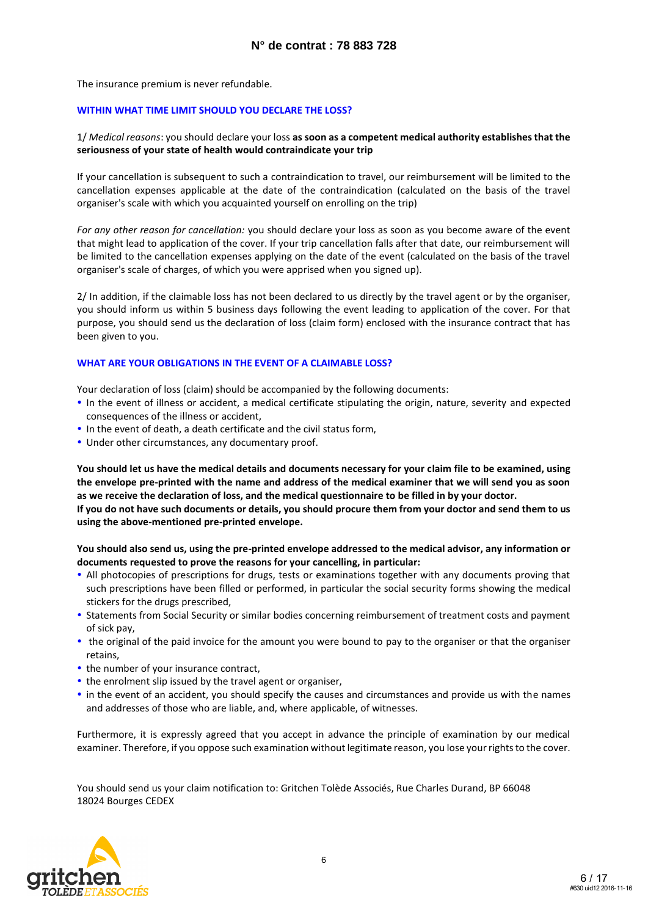The insurance premium is never refundable.

## WITHIN WHAT TIME LIMIT SHOULD YOU DECLARE THE LOSS?

1/ *Medical reasons*: you should declare your loss **as soon as a competent medical authority establishes that the seriousness of your state of health would contraindicate your trip**

If your cancellation is subsequent to such a contraindication to travel, our reimbursement will be limited to the cancellation expenses applicable at the date of the contraindication (calculated on the basis of the travel organiser's scale with which you acquainted yourself on enrolling on the trip)

*For any other reason for cancellation:* you should declare your loss as soon as you become aware of the event that might lead to application of the cover. If your trip cancellation falls after that date, our reimbursement will be limited to the cancellation expenses applying on the date of the event (calculated on the basis of the travel organiser's scale of charges, of which you were apprised when you signed up).

2/ In addition, if the claimable loss has not been declared to us directly by the travel agent or by the organiser, you should inform us within 5 business days following the event leading to application of the cover. For that purpose, you should send us the declaration of loss (claim form) enclosed with the insurance contract that has been given to you.

## WHAT ARE YOUR OBLIGATIONS IN THE EVENT OF A CLAIMABLE LOSS?

Your declaration of loss (claim) should be accompanied by the following documents:

- In the event of illness or accident, a medical certificate stipulating the origin, nature, severity and expected consequences of the illness or accident,
- In the event of death, a death certificate and the civil status form,
- Under other circumstances, any documentary proof.

**You should let us have the medical details and documents necessary for your claim file to be examined, using the envelope pre-printed with the name and address of the medical examiner that we will send you as soon as we receive the declaration of loss, and the medical questionnaire to be filled in by your doctor.**
**If you do not have such documents or details, you should procure them from your doctor and send them to us using the above-mentioned pre-printed envelope.**

**You should also send us, using the pre-printed envelope addressed to the medical advisor, any information or documents requested to prove the reasons for your cancelling, in particular:**

- All photocopies of prescriptions for drugs, tests or examinations together with any documents proving that such prescriptions have been filled or performed, in particular the social security forms showing the medical stickers for the drugs prescribed,
- Statements from Social Security or similar bodies concerning reimbursement of treatment costs and payment of sick pay,
- the original of the paid invoice for the amount you were bound to pay to the organiser or that the organiser retains,
- the number of your insurance contract,
- the enrolment slip issued by the travel agent or organiser,
- in the event of an accident, you should specify the causes and circumstances and provide us with the names and addresses of those who are liable, and, where applicable, of witnesses.

Furthermore, it is expressly agreed that you accept in advance the principle of examination by our medical examiner. Therefore, if you oppose such examination without legitimate reason, you lose your rights to the cover.

You should send us your claim notification to: Gritchen Tolède Associés, Rue Charles Durand, BP 66048
18024 Bourges CEDEX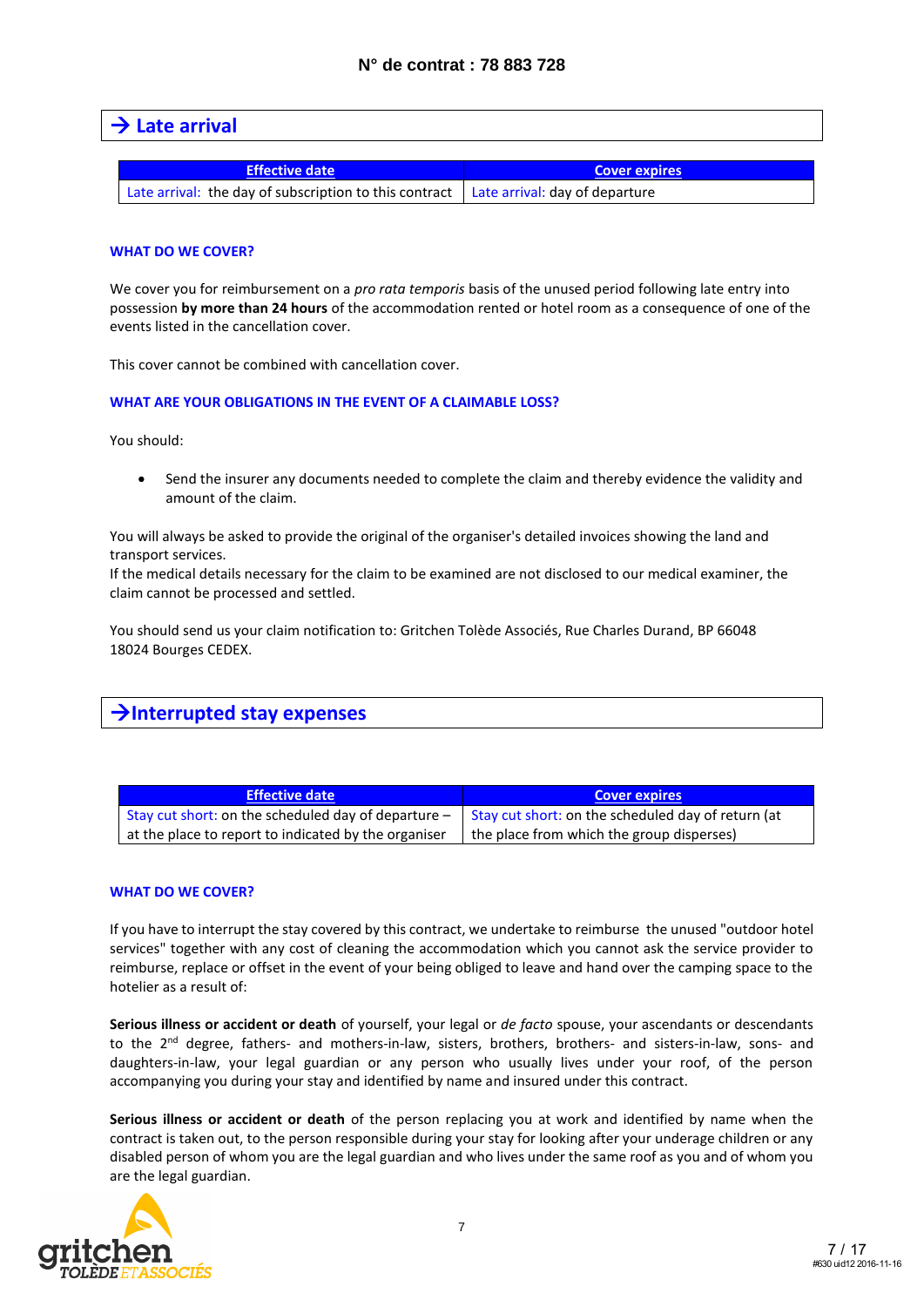N° de contrat : 78 883 728

## → Late arrival

| Effective date | Cover expires |
|---|---|
| Late arrival: the day of subscription to this contract | Late arrival: day of departure |

**WHAT DO WE COVER?**

We cover you for reimbursement on a *pro rata temporis* basis of the unused period following late entry into possession **by more than 24 hours** of the accommodation rented or hotel room as a consequence of one of the events listed in the cancellation cover.

This cover cannot be combined with cancellation cover.

**WHAT ARE YOUR OBLIGATIONS IN THE EVENT OF A CLAIMABLE LOSS?**

You should:

- Send the insurer any documents needed to complete the claim and thereby evidence the validity and amount of the claim.

You will always be asked to provide the original of the organiser's detailed invoices showing the land and transport services.
If the medical details necessary for the claim to be examined are not disclosed to our medical examiner, the claim cannot be processed and settled.

You should send us your claim notification to: Gritchen Tolède Associés, Rue Charles Durand, BP 66048 18024 Bourges CEDEX.

## →Interrupted stay expenses

| Effective date | Cover expires |
|---|---|
| Stay cut short: on the scheduled day of departure – at the place to report to indicated by the organiser | Stay cut short: on the scheduled day of return (at the place from which the group disperses) |

**WHAT DO WE COVER?**

If you have to interrupt the stay covered by this contract, we undertake to reimburse the unused "outdoor hotel services" together with any cost of cleaning the accommodation which you cannot ask the service provider to reimburse, replace or offset in the event of your being obliged to leave and hand over the camping space to the hotelier as a result of:

**Serious illness or accident or death** of yourself, your legal or *de facto* spouse, your ascendants or descendants to the 2nd degree, fathers- and mothers-in-law, sisters, brothers, brothers- and sisters-in-law, sons- and daughters-in-law, your legal guardian or any person who usually lives under your roof, of the person accompanying you during your stay and identified by name and insured under this contract.

**Serious illness or accident or death** of the person replacing you at work and identified by name when the contract is taken out, to the person responsible during your stay for looking after your underage children or any disabled person of whom you are the legal guardian and who lives under the same roof as you and of whom you are the legal guardian.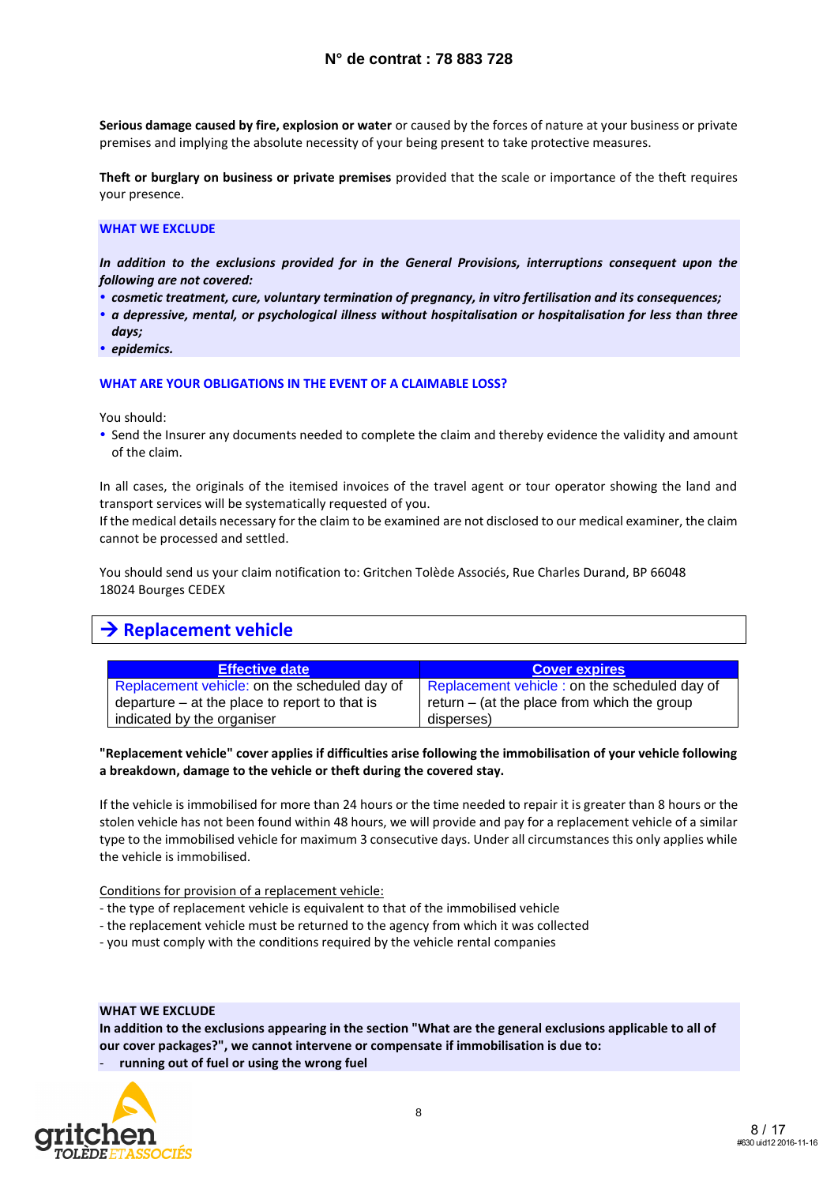**Serious damage caused by fire, explosion or water** or caused by the forces of nature at your business or private premises and implying the absolute necessity of your being present to take protective measures.

**Theft or burglary on business or private premises** provided that the scale or importance of the theft requires your presence.

**WHAT WE EXCLUDE**

***In addition to the exclusions provided for in the General Provisions, interruptions consequent upon the following are not covered:***

- ***cosmetic treatment, cure, voluntary termination of pregnancy, in vitro fertilisation and its consequences;***
- ***a depressive, mental, or psychological illness without hospitalisation or hospitalisation for less than three days;***
- ***epidemics.***

**WHAT ARE YOUR OBLIGATIONS IN THE EVENT OF A CLAIMABLE LOSS?**

You should:

- Send the Insurer any documents needed to complete the claim and thereby evidence the validity and amount of the claim.

In all cases, the originals of the itemised invoices of the travel agent or tour operator showing the land and transport services will be systematically requested of you.
If the medical details necessary for the claim to be examined are not disclosed to our medical examiner, the claim cannot be processed and settled.

You should send us your claim notification to: Gritchen Tolède Associés, Rue Charles Durand, BP 66048
18024 Bourges CEDEX

## → Replacement vehicle

| Effective date | Cover expires |
|---|---|
| Replacement vehicle: on the scheduled day of departure – at the place to report to that is indicated by the organiser | Replacement vehicle : on the scheduled day of return – (at the place from which the group disperses) |

**"Replacement vehicle" cover applies if difficulties arise following the immobilisation of your vehicle following a breakdown, damage to the vehicle or theft during the covered stay.**

If the vehicle is immobilised for more than 24 hours or the time needed to repair it is greater than 8 hours or the stolen vehicle has not been found within 48 hours, we will provide and pay for a replacement vehicle of a similar type to the immobilised vehicle for maximum 3 consecutive days. Under all circumstances this only applies while the vehicle is immobilised.

Conditions for provision of a replacement vehicle:
- the type of replacement vehicle is equivalent to that of the immobilised vehicle
- the replacement vehicle must be returned to the agency from which it was collected
- you must comply with the conditions required by the vehicle rental companies

**WHAT WE EXCLUDE**
**In addition to the exclusions appearing in the section "What are the general exclusions applicable to all of our cover packages?", we cannot intervene or compensate if immobilisation is due to:**
- **running out of fuel or using the wrong fuel**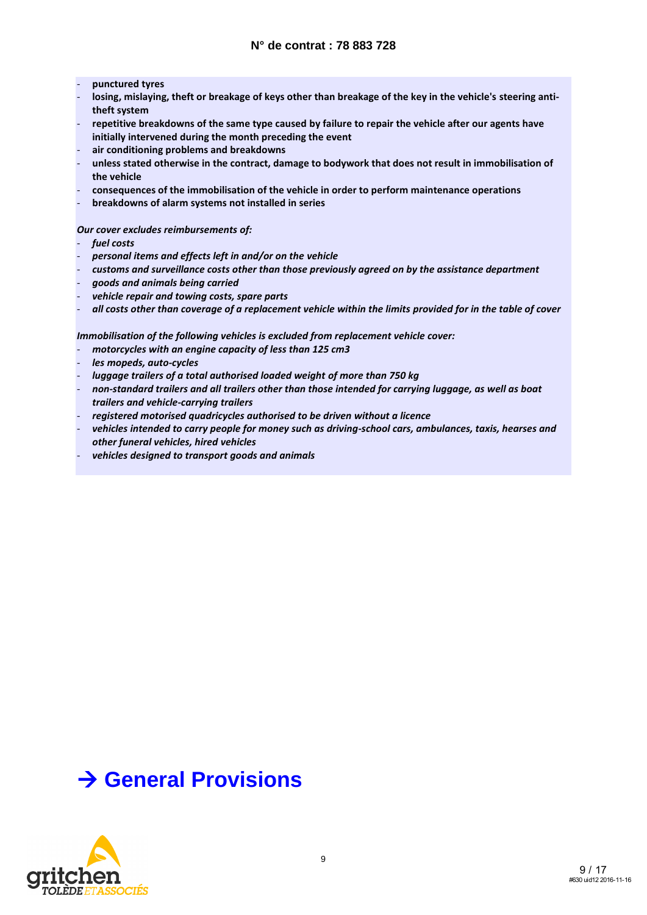- **punctured tyres**
- **losing, mislaying, theft or breakage of keys other than breakage of the key in the vehicle's steering anti-theft system**
- **repetitive breakdowns of the same type caused by failure to repair the vehicle after our agents have initially intervened during the month preceding the event**
- **air conditioning problems and breakdowns**
- **unless stated otherwise in the contract, damage to bodywork that does not result in immobilisation of the vehicle**
- **consequences of the immobilisation of the vehicle in order to perform maintenance operations**
- **breakdowns of alarm systems not installed in series**

***Our cover excludes reimbursements of:***

- ***fuel costs***
- ***personal items and effects left in and/or on the vehicle***
- ***customs and surveillance costs other than those previously agreed on by the assistance department***
- ***goods and animals being carried***
- ***vehicle repair and towing costs, spare parts***
- ***all costs other than coverage of a replacement vehicle within the limits provided for in the table of cover***

***Immobilisation of the following vehicles is excluded from replacement vehicle cover:***

- ***motorcycles with an engine capacity of less than 125 cm3***
- ***les mopeds, auto-cycles***
- ***luggage trailers of a total authorised loaded weight of more than 750 kg***
- ***non-standard trailers and all trailers other than those intended for carrying luggage, as well as boat trailers and vehicle-carrying trailers***
- ***registered motorised quadricycles authorised to be driven without a licence***
- ***vehicles intended to carry people for money such as driving-school cars, ambulances, taxis, hearses and other funeral vehicles, hired vehicles***
- ***vehicles designed to transport goods and animals***

# → General Provisions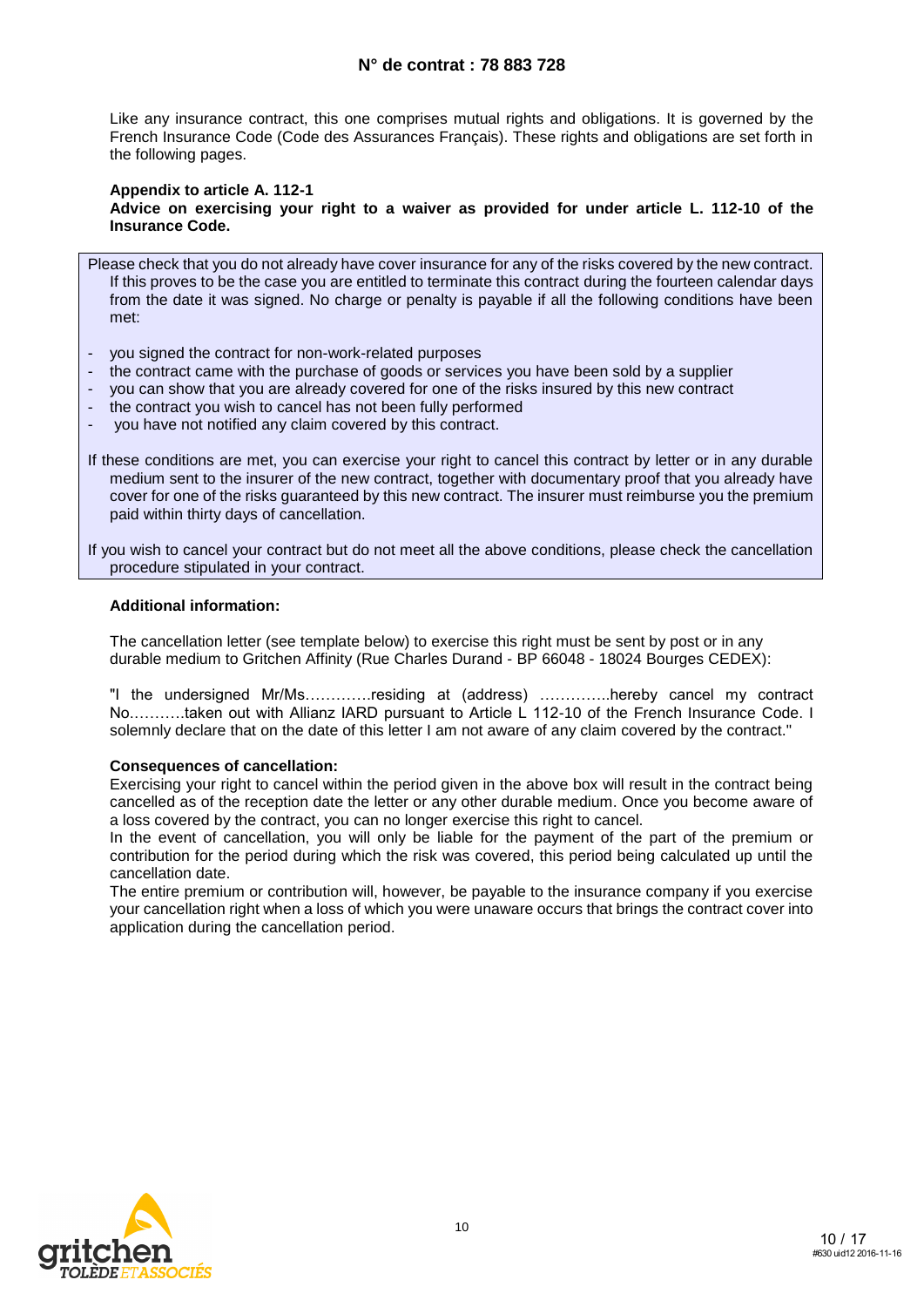## N° de contrat : 78 883 728

Like any insurance contract, this one comprises mutual rights and obligations. It is governed by the French Insurance Code (Code des Assurances Français). These rights and obligations are set forth in the following pages.

**Appendix to article A. 112-1**
**Advice on exercising your right to a waiver as provided for under article L. 112-10 of the Insurance Code.**

Please check that you do not already have cover insurance for any of the risks covered by the new contract. If this proves to be the case you are entitled to terminate this contract during the fourteen calendar days from the date it was signed. No charge or penalty is payable if all the following conditions have been met:

- you signed the contract for non-work-related purposes
- the contract came with the purchase of goods or services you have been sold by a supplier
- you can show that you are already covered for one of the risks insured by this new contract
- the contract you wish to cancel has not been fully performed
- you have not notified any claim covered by this contract.

If these conditions are met, you can exercise your right to cancel this contract by letter or in any durable medium sent to the insurer of the new contract, together with documentary proof that you already have cover for one of the risks guaranteed by this new contract. The insurer must reimburse you the premium paid within thirty days of cancellation.

If you wish to cancel your contract but do not meet all the above conditions, please check the cancellation procedure stipulated in your contract.

**Additional information:**

The cancellation letter (see template below) to exercise this right must be sent by post or in any durable medium to Gritchen Affinity (Rue Charles Durand - BP 66048 - 18024 Bourges CEDEX):

"I the undersigned Mr/Ms………….residing at (address) …………..hereby cancel my contract No………..taken out with Allianz IARD pursuant to Article L 112-10 of the French Insurance Code. I solemnly declare that on the date of this letter I am not aware of any claim covered by the contract."

**Consequences of cancellation:**
Exercising your right to cancel within the period given in the above box will result in the contract being cancelled as of the reception date the letter or any other durable medium. Once you become aware of a loss covered by the contract, you can no longer exercise this right to cancel.
In the event of cancellation, you will only be liable for the payment of the part of the premium or contribution for the period during which the risk was covered, this period being calculated up until the cancellation date.
The entire premium or contribution will, however, be payable to the insurance company if you exercise your cancellation right when a loss of which you were unaware occurs that brings the contract cover into application during the cancellation period.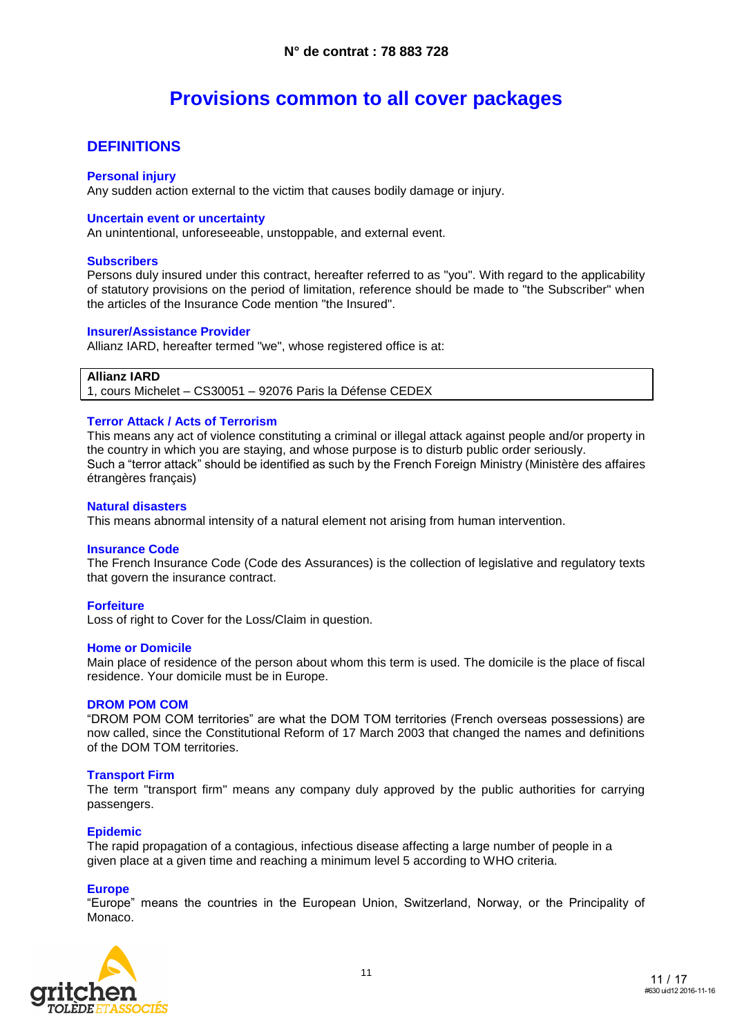**N° de contrat : 78 883 728**

# Provisions common to all cover packages

## DEFINITIONS

### Personal injury

Any sudden action external to the victim that causes bodily damage or injury.

### Uncertain event or uncertainty

An unintentional, unforeseeable, unstoppable, and external event.

### Subscribers

Persons duly insured under this contract, hereafter referred to as "you". With regard to the applicability of statutory provisions on the period of limitation, reference should be made to "the Subscriber" when the articles of the Insurance Code mention "the Insured".

### Insurer/Assistance Provider

Allianz IARD, hereafter termed "we", whose registered office is at:

**Allianz IARD**
1, cours Michelet – CS30051 – 92076 Paris la Défense CEDEX

### Terror Attack / Acts of Terrorism

This means any act of violence constituting a criminal or illegal attack against people and/or property in the country in which you are staying, and whose purpose is to disturb public order seriously.
Such a "terror attack" should be identified as such by the French Foreign Ministry (Ministère des affaires étrangères français)

### Natural disasters

This means abnormal intensity of a natural element not arising from human intervention.

### Insurance Code

The French Insurance Code (Code des Assurances) is the collection of legislative and regulatory texts that govern the insurance contract.

### Forfeiture

Loss of right to Cover for the Loss/Claim in question.

### Home or Domicile

Main place of residence of the person about whom this term is used. The domicile is the place of fiscal residence. Your domicile must be in Europe.

### DROM POM COM

"DROM POM COM territories" are what the DOM TOM territories (French overseas possessions) are now called, since the Constitutional Reform of 17 March 2003 that changed the names and definitions of the DOM TOM territories.

### Transport Firm

The term "transport firm" means any company duly approved by the public authorities for carrying passengers.

### Epidemic

The rapid propagation of a contagious, infectious disease affecting a large number of people in a given place at a given time and reaching a minimum level 5 according to WHO criteria.

### Europe

"Europe" means the countries in the European Union, Switzerland, Norway, or the Principality of Monaco.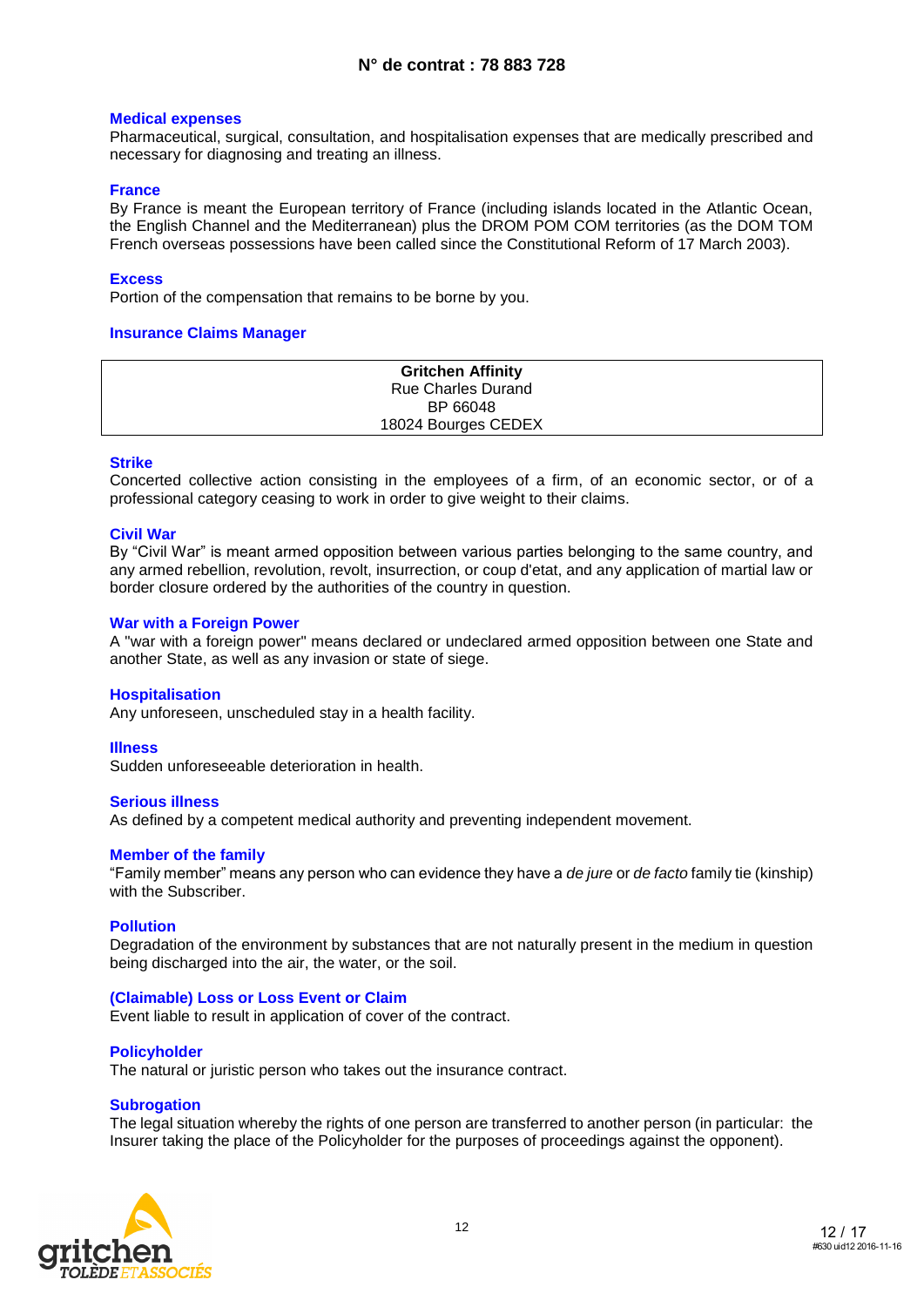## Medical expenses

Pharmaceutical, surgical, consultation, and hospitalisation expenses that are medically prescribed and necessary for diagnosing and treating an illness.

## France

By France is meant the European territory of France (including islands located in the Atlantic Ocean, the English Channel and the Mediterranean) plus the DROM POM COM territories (as the DOM TOM French overseas possessions have been called since the Constitutional Reform of 17 March 2003).

## Excess

Portion of the compensation that remains to be borne by you.

## Insurance Claims Manager

| **Gritchen Affinity**<br>Rue Charles Durand<br>BP 66048<br>18024 Bourges CEDEX |
|---|

## Strike

Concerted collective action consisting in the employees of a firm, of an economic sector, or of a professional category ceasing to work in order to give weight to their claims.

## Civil War

By "Civil War" is meant armed opposition between various parties belonging to the same country, and any armed rebellion, revolution, revolt, insurrection, or coup d'etat, and any application of martial law or border closure ordered by the authorities of the country in question.

## War with a Foreign Power

A "war with a foreign power" means declared or undeclared armed opposition between one State and another State, as well as any invasion or state of siege.

## Hospitalisation

Any unforeseen, unscheduled stay in a health facility.

## Illness

Sudden unforeseeable deterioration in health.

## Serious illness

As defined by a competent medical authority and preventing independent movement.

## Member of the family

"Family member" means any person who can evidence they have a *de jure* or *de facto* family tie (kinship) with the Subscriber.

## Pollution

Degradation of the environment by substances that are not naturally present in the medium in question being discharged into the air, the water, or the soil.

## (Claimable) Loss or Loss Event or Claim

Event liable to result in application of cover of the contract.

## Policyholder

The natural or juristic person who takes out the insurance contract.

## Subrogation

The legal situation whereby the rights of one person are transferred to another person (in particular: the Insurer taking the place of the Policyholder for the purposes of proceedings against the opponent).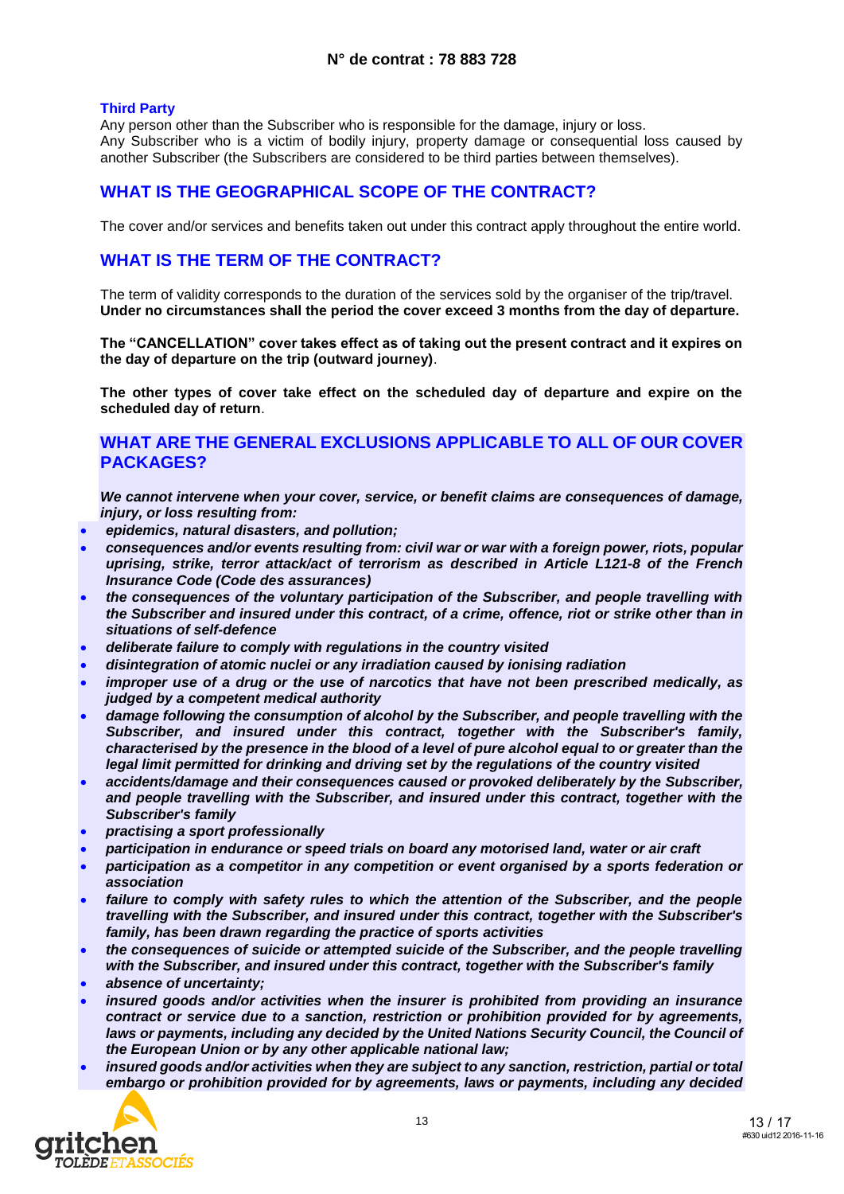**N° de contrat : 78 883 728**

### Third Party

Any person other than the Subscriber who is responsible for the damage, injury or loss.
Any Subscriber who is a victim of bodily injury, property damage or consequential loss caused by another Subscriber (the Subscribers are considered to be third parties between themselves).

## WHAT IS THE GEOGRAPHICAL SCOPE OF THE CONTRACT?

The cover and/or services and benefits taken out under this contract apply throughout the entire world.

## WHAT IS THE TERM OF THE CONTRACT?

The term of validity corresponds to the duration of the services sold by the organiser of the trip/travel. **Under no circumstances shall the period the cover exceed 3 months from the day of departure.**

**The "CANCELLATION" cover takes effect as of taking out the present contract and it expires on the day of departure on the trip (outward journey)**.

**The other types of cover take effect on the scheduled day of departure and expire on the scheduled day of return**.

## WHAT ARE THE GENERAL EXCLUSIONS APPLICABLE TO ALL OF OUR COVER PACKAGES?

***We cannot intervene when your cover, service, or benefit claims are consequences of damage, injury, or loss resulting from:***

- ***epidemics, natural disasters, and pollution;***
- ***consequences and/or events resulting from: civil war or war with a foreign power, riots, popular uprising, strike, terror attack/act of terrorism as described in Article L121-8 of the French Insurance Code (Code des assurances)***
- ***the consequences of the voluntary participation of the Subscriber, and people travelling with the Subscriber and insured under this contract, of a crime, offence, riot or strike other than in situations of self-defence***
- ***deliberate failure to comply with regulations in the country visited***
- ***disintegration of atomic nuclei or any irradiation caused by ionising radiation***
- ***improper use of a drug or the use of narcotics that have not been prescribed medically, as judged by a competent medical authority***
- ***damage following the consumption of alcohol by the Subscriber, and people travelling with the Subscriber, and insured under this contract, together with the Subscriber's family, characterised by the presence in the blood of a level of pure alcohol equal to or greater than the legal limit permitted for drinking and driving set by the regulations of the country visited***
- ***accidents/damage and their consequences caused or provoked deliberately by the Subscriber, and people travelling with the Subscriber, and insured under this contract, together with the Subscriber's family***
- ***practising a sport professionally***
- ***participation in endurance or speed trials on board any motorised land, water or air craft***
- ***participation as a competitor in any competition or event organised by a sports federation or association***
- ***failure to comply with safety rules to which the attention of the Subscriber, and the people travelling with the Subscriber, and insured under this contract, together with the Subscriber's family, has been drawn regarding the practice of sports activities***
- ***the consequences of suicide or attempted suicide of the Subscriber, and the people travelling with the Subscriber, and insured under this contract, together with the Subscriber's family***
- ***absence of uncertainty;***
- ***insured goods and/or activities when the insurer is prohibited from providing an insurance contract or service due to a sanction, restriction or prohibition provided for by agreements, laws or payments, including any decided by the United Nations Security Council, the Council of the European Union or by any other applicable national law;***
- ***insured goods and/or activities when they are subject to any sanction, restriction, partial or total embargo or prohibition provided for by agreements, laws or payments, including any decided***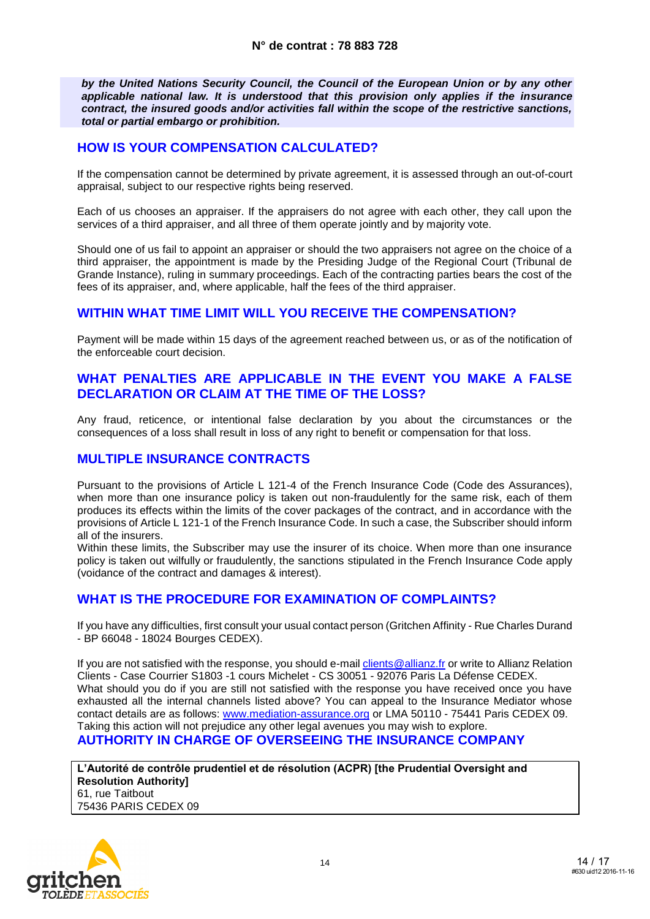***by the United Nations Security Council, the Council of the European Union or by any other applicable national law. It is understood that this provision only applies if the insurance contract, the insured goods and/or activities fall within the scope of the restrictive sanctions, total or partial embargo or prohibition.***

## HOW IS YOUR COMPENSATION CALCULATED?

If the compensation cannot be determined by private agreement, it is assessed through an out-of-court appraisal, subject to our respective rights being reserved.

Each of us chooses an appraiser. If the appraisers do not agree with each other, they call upon the services of a third appraiser, and all three of them operate jointly and by majority vote.

Should one of us fail to appoint an appraiser or should the two appraisers not agree on the choice of a third appraiser, the appointment is made by the Presiding Judge of the Regional Court (Tribunal de Grande Instance), ruling in summary proceedings. Each of the contracting parties bears the cost of the fees of its appraiser, and, where applicable, half the fees of the third appraiser.

## WITHIN WHAT TIME LIMIT WILL YOU RECEIVE THE COMPENSATION?

Payment will be made within 15 days of the agreement reached between us, or as of the notification of the enforceable court decision.

## WHAT PENALTIES ARE APPLICABLE IN THE EVENT YOU MAKE A FALSE DECLARATION OR CLAIM AT THE TIME OF THE LOSS?

Any fraud, reticence, or intentional false declaration by you about the circumstances or the consequences of a loss shall result in loss of any right to benefit or compensation for that loss.

## MULTIPLE INSURANCE CONTRACTS

Pursuant to the provisions of Article L 121-4 of the French Insurance Code (Code des Assurances), when more than one insurance policy is taken out non-fraudulently for the same risk, each of them produces its effects within the limits of the cover packages of the contract, and in accordance with the provisions of Article L 121-1 of the French Insurance Code. In such a case, the Subscriber should inform all of the insurers.
Within these limits, the Subscriber may use the insurer of its choice. When more than one insurance policy is taken out wilfully or fraudulently, the sanctions stipulated in the French Insurance Code apply (voidance of the contract and damages & interest).

## WHAT IS THE PROCEDURE FOR EXAMINATION OF COMPLAINTS?

If you have any difficulties, first consult your usual contact person (Gritchen Affinity - Rue Charles Durand - BP 66048 - 18024 Bourges CEDEX).

If you are not satisfied with the response, you should e-mail clients@allianz.fr or write to Allianz Relation Clients - Case Courrier S1803 -1 cours Michelet - CS 30051 - 92076 Paris La Défense CEDEX.
What should you do if you are still not satisfied with the response you have received once you have exhausted all the internal channels listed above? You can appeal to the Insurance Mediator whose contact details are as follows: www.mediation-assurance.org or LMA 50110 - 75441 Paris CEDEX 09.
Taking this action will not prejudice any other legal avenues you may wish to explore.

## AUTHORITY IN CHARGE OF OVERSEEING THE INSURANCE COMPANY

**L'Autorité de contrôle prudentiel et de résolution (ACPR) [the Prudential Oversight and Resolution Authority]**
61, rue Taitbout
75436 PARIS CEDEX 09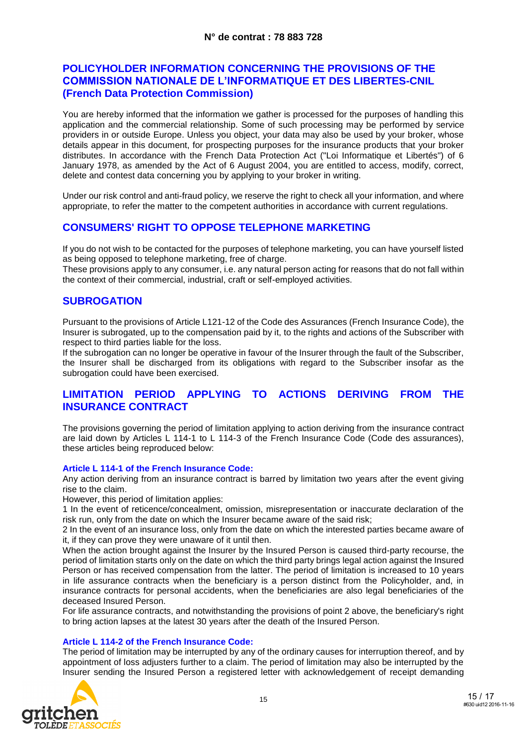**N° de contrat : 78 883 728**

## POLICYHOLDER INFORMATION CONCERNING THE PROVISIONS OF THE COMMISSION NATIONALE DE L'INFORMATIQUE ET DES LIBERTES-CNIL (French Data Protection Commission)

You are hereby informed that the information we gather is processed for the purposes of handling this application and the commercial relationship. Some of such processing may be performed by service providers in or outside Europe. Unless you object, your data may also be used by your broker, whose details appear in this document, for prospecting purposes for the insurance products that your broker distributes. In accordance with the French Data Protection Act ("Loi Informatique et Libertés") of 6 January 1978, as amended by the Act of 6 August 2004, you are entitled to access, modify, correct, delete and contest data concerning you by applying to your broker in writing.

Under our risk control and anti-fraud policy, we reserve the right to check all your information, and where appropriate, to refer the matter to the competent authorities in accordance with current regulations.

## CONSUMERS' RIGHT TO OPPOSE TELEPHONE MARKETING

If you do not wish to be contacted for the purposes of telephone marketing, you can have yourself listed as being opposed to telephone marketing, free of charge.
These provisions apply to any consumer, i.e. any natural person acting for reasons that do not fall within the context of their commercial, industrial, craft or self-employed activities.

## SUBROGATION

Pursuant to the provisions of Article L121-12 of the Code des Assurances (French Insurance Code), the Insurer is subrogated, up to the compensation paid by it, to the rights and actions of the Subscriber with respect to third parties liable for the loss.
If the subrogation can no longer be operative in favour of the Insurer through the fault of the Subscriber, the Insurer shall be discharged from its obligations with regard to the Subscriber insofar as the subrogation could have been exercised.

## LIMITATION PERIOD APPLYING TO ACTIONS DERIVING FROM THE INSURANCE CONTRACT

The provisions governing the period of limitation applying to action deriving from the insurance contract are laid down by Articles L 114-1 to L 114-3 of the French Insurance Code (Code des assurances), these articles being reproduced below:

### Article L 114-1 of the French Insurance Code:

Any action deriving from an insurance contract is barred by limitation two years after the event giving rise to the claim.
However, this period of limitation applies:
1 In the event of reticence/concealment, omission, misrepresentation or inaccurate declaration of the risk run, only from the date on which the Insurer became aware of the said risk;
2 In the event of an insurance loss, only from the date on which the interested parties became aware of it, if they can prove they were unaware of it until then.
When the action brought against the Insurer by the Insured Person is caused third-party recourse, the period of limitation starts only on the date on which the third party brings legal action against the Insured Person or has received compensation from the latter. The period of limitation is increased to 10 years in life assurance contracts when the beneficiary is a person distinct from the Policyholder, and, in insurance contracts for personal accidents, when the beneficiaries are also legal beneficiaries of the deceased Insured Person.
For life assurance contracts, and notwithstanding the provisions of point 2 above, the beneficiary's right to bring action lapses at the latest 30 years after the death of the Insured Person.

### Article L 114-2 of the French Insurance Code:

The period of limitation may be interrupted by any of the ordinary causes for interruption thereof, and by appointment of loss adjusters further to a claim. The period of limitation may also be interrupted by the Insurer sending the Insured Person a registered letter with acknowledgement of receipt demanding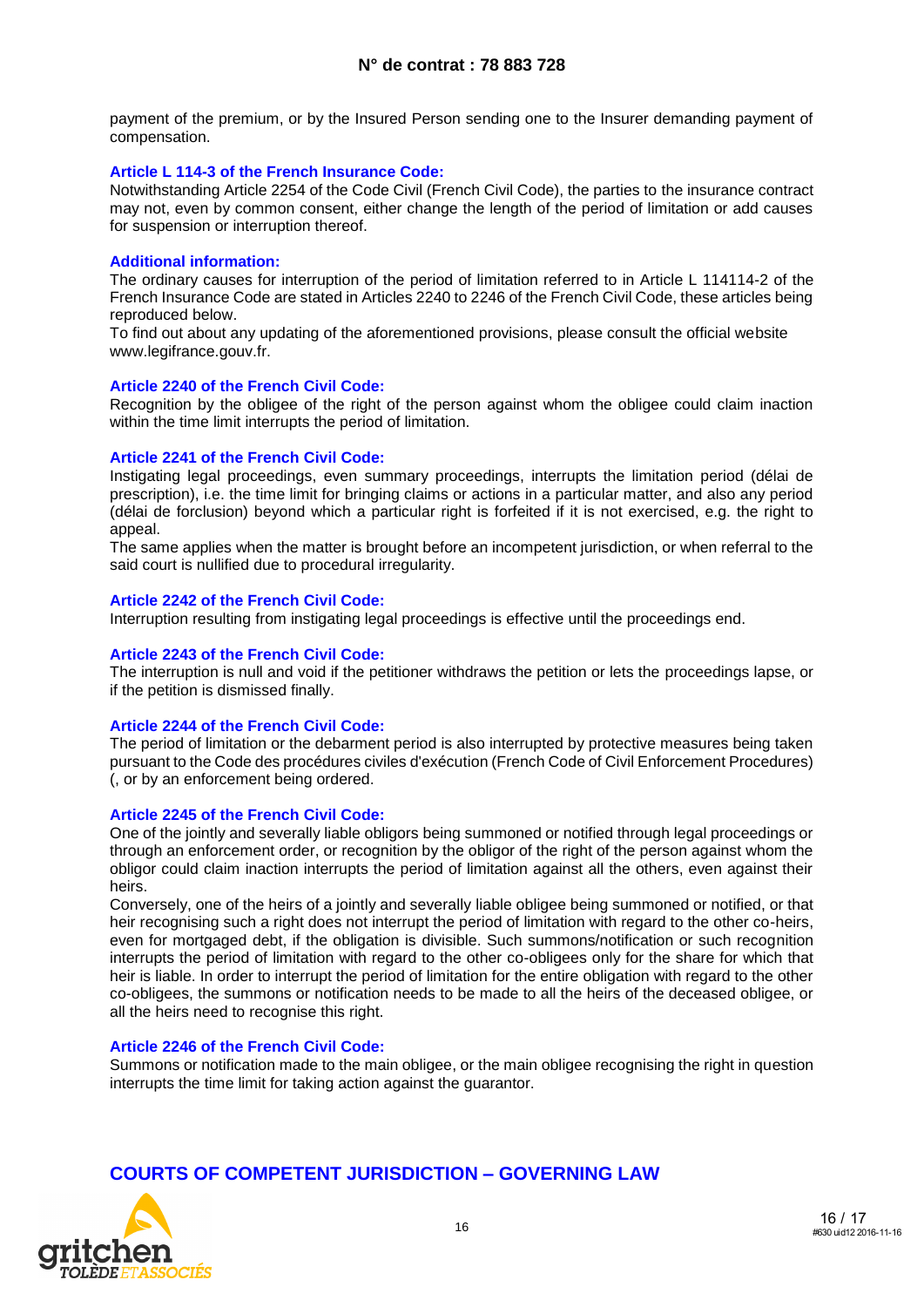payment of the premium, or by the Insured Person sending one to the Insurer demanding payment of compensation.

**Article L 114-3 of the French Insurance Code:**

Notwithstanding Article 2254 of the Code Civil (French Civil Code), the parties to the insurance contract may not, even by common consent, either change the length of the period of limitation or add causes for suspension or interruption thereof.

**Additional information:**

The ordinary causes for interruption of the period of limitation referred to in Article L 114114-2 of the French Insurance Code are stated in Articles 2240 to 2246 of the French Civil Code, these articles being reproduced below.

To find out about any updating of the aforementioned provisions, please consult the official website www.legifrance.gouv.fr.

**Article 2240 of the French Civil Code:**

Recognition by the obligee of the right of the person against whom the obligee could claim inaction within the time limit interrupts the period of limitation.

**Article 2241 of the French Civil Code:**

Instigating legal proceedings, even summary proceedings, interrupts the limitation period (délai de prescription), i.e. the time limit for bringing claims or actions in a particular matter, and also any period (délai de forclusion) beyond which a particular right is forfeited if it is not exercised, e.g. the right to appeal.

The same applies when the matter is brought before an incompetent jurisdiction, or when referral to the said court is nullified due to procedural irregularity.

**Article 2242 of the French Civil Code:**

Interruption resulting from instigating legal proceedings is effective until the proceedings end.

**Article 2243 of the French Civil Code:**

The interruption is null and void if the petitioner withdraws the petition or lets the proceedings lapse, or if the petition is dismissed finally.

**Article 2244 of the French Civil Code:**

The period of limitation or the debarment period is also interrupted by protective measures being taken pursuant to the Code des procédures civiles d'exécution (French Code of Civil Enforcement Procedures) (, or by an enforcement being ordered.

**Article 2245 of the French Civil Code:**

One of the jointly and severally liable obligors being summoned or notified through legal proceedings or through an enforcement order, or recognition by the obligor of the right of the person against whom the obligor could claim inaction interrupts the period of limitation against all the others, even against their heirs.

Conversely, one of the heirs of a jointly and severally liable obligee being summoned or notified, or that heir recognising such a right does not interrupt the period of limitation with regard to the other co-heirs, even for mortgaged debt, if the obligation is divisible. Such summons/notification or such recognition interrupts the period of limitation with regard to the other co-obligees only for the share for which that heir is liable. In order to interrupt the period of limitation for the entire obligation with regard to the other co-obligees, the summons or notification needs to be made to all the heirs of the deceased obligee, or all the heirs need to recognise this right.

**Article 2246 of the French Civil Code:**

Summons or notification made to the main obligee, or the main obligee recognising the right in question interrupts the time limit for taking action against the guarantor.

## COURTS OF COMPETENT JURISDICTION – GOVERNING LAW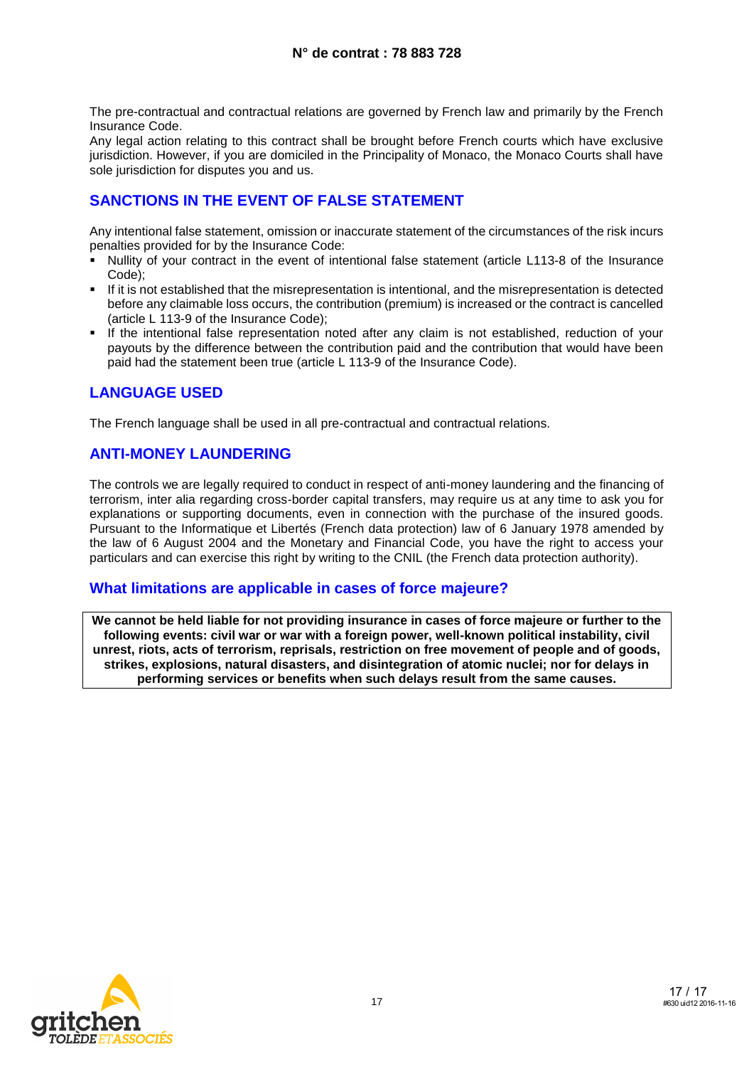The pre-contractual and contractual relations are governed by French law and primarily by the French Insurance Code.
Any legal action relating to this contract shall be brought before French courts which have exclusive jurisdiction. However, if you are domiciled in the Principality of Monaco, the Monaco Courts shall have sole jurisdiction for disputes you and us.

## SANCTIONS IN THE EVENT OF FALSE STATEMENT

Any intentional false statement, omission or inaccurate statement of the circumstances of the risk incurs penalties provided for by the Insurance Code:

- Nullity of your contract in the event of intentional false statement (article L113-8 of the Insurance Code);
- If it is not established that the misrepresentation is intentional, and the misrepresentation is detected before any claimable loss occurs, the contribution (premium) is increased or the contract is cancelled (article L 113-9 of the Insurance Code);
- If the intentional false representation noted after any claim is not established, reduction of your payouts by the difference between the contribution paid and the contribution that would have been paid had the statement been true (article L 113-9 of the Insurance Code).

## LANGUAGE USED

The French language shall be used in all pre-contractual and contractual relations.

## ANTI-MONEY LAUNDERING

The controls we are legally required to conduct in respect of anti-money laundering and the financing of terrorism, inter alia regarding cross-border capital transfers, may require us at any time to ask you for explanations or supporting documents, even in connection with the purchase of the insured goods. Pursuant to the Informatique et Libertés (French data protection) law of 6 January 1978 amended by the law of 6 August 2004 and the Monetary and Financial Code, you have the right to access your particulars and can exercise this right by writing to the CNIL (the French data protection authority).

## What limitations are applicable in cases of force majeure?

**We cannot be held liable for not providing insurance in cases of force majeure or further to the following events: civil war or war with a foreign power, well-known political instability, civil unrest, riots, acts of terrorism, reprisals, restriction on free movement of people and of goods, strikes, explosions, natural disasters, and disintegration of atomic nuclei; nor for delays in performing services or benefits when such delays result from the same causes.**